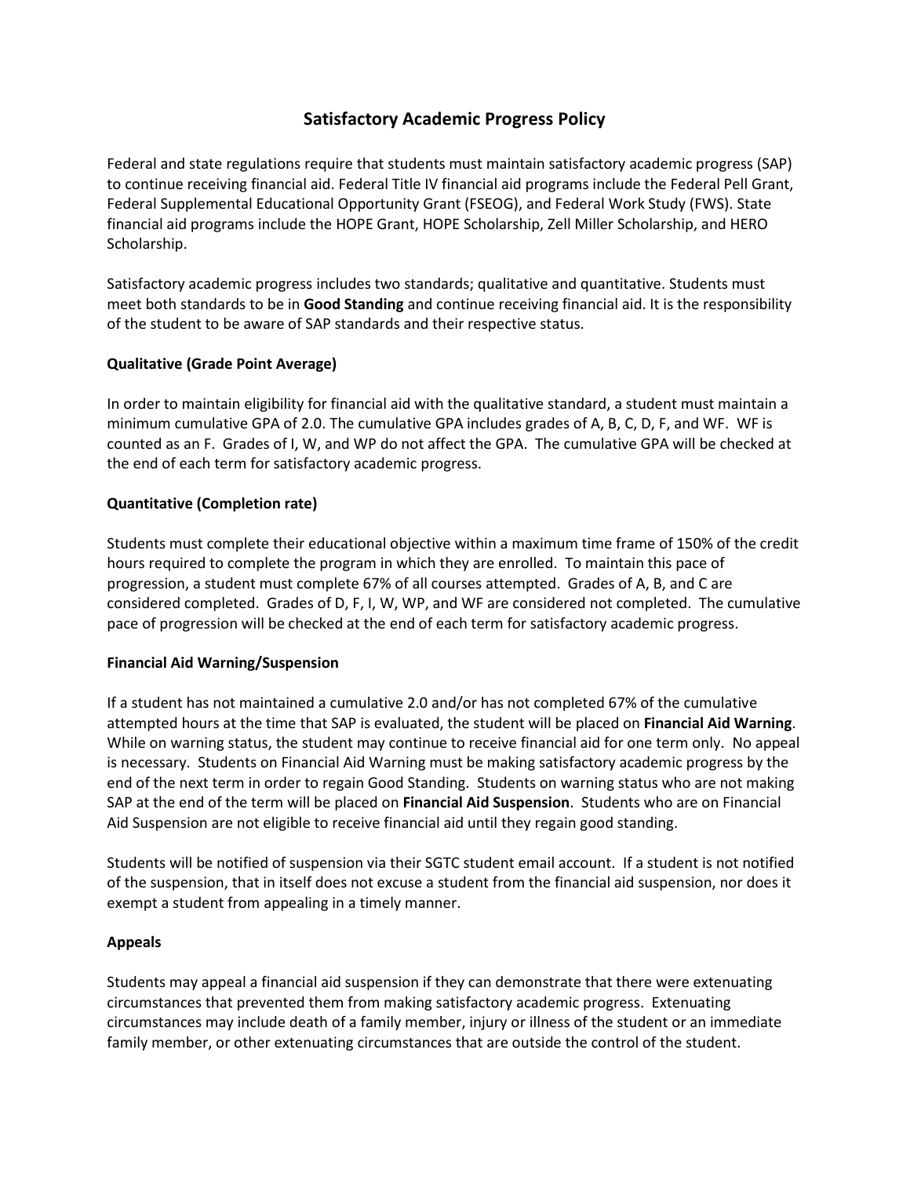# Satisfactory Academic Progress Policy

Federal and state regulations require that students must maintain satisfactory academic progress (SAP) to continue receiving financial aid. Federal Title IV financial aid programs include the Federal Pell Grant, Federal Supplemental Educational Opportunity Grant (FSEOG), and Federal Work Study (FWS). State financial aid programs include the HOPE Grant, HOPE Scholarship, Zell Miller Scholarship, and HERO Scholarship.

Satisfactory academic progress includes two standards; qualitative and quantitative. Students must meet both standards to be in **Good Standing** and continue receiving financial aid. It is the responsibility of the student to be aware of SAP standards and their respective status.

### Qualitative (Grade Point Average)

In order to maintain eligibility for financial aid with the qualitative standard, a student must maintain a minimum cumulative GPA of 2.0. The cumulative GPA includes grades of A, B, C, D, F, and WF. WF is counted as an F. Grades of I, W, and WP do not affect the GPA. The cumulative GPA will be checked at the end of each term for satisfactory academic progress.

### Quantitative (Completion rate)

Students must complete their educational objective within a maximum time frame of 150% of the credit hours required to complete the program in which they are enrolled. To maintain this pace of progression, a student must complete 67% of all courses attempted. Grades of A, B, and C are considered completed. Grades of D, F, I, W, WP, and WF are considered not completed. The cumulative pace of progression will be checked at the end of each term for satisfactory academic progress.

### Financial Aid Warning/Suspension

If a student has not maintained a cumulative 2.0 and/or has not completed 67% of the cumulative attempted hours at the time that SAP is evaluated, the student will be placed on **Financial Aid Warning**. While on warning status, the student may continue to receive financial aid for one term only. No appeal is necessary. Students on Financial Aid Warning must be making satisfactory academic progress by the end of the next term in order to regain Good Standing. Students on warning status who are not making SAP at the end of the term will be placed on **Financial Aid Suspension**. Students who are on Financial Aid Suspension are not eligible to receive financial aid until they regain good standing.

Students will be notified of suspension via their SGTC student email account. If a student is not notified of the suspension, that in itself does not excuse a student from the financial aid suspension, nor does it exempt a student from appealing in a timely manner.

### Appeals

Students may appeal a financial aid suspension if they can demonstrate that there were extenuating circumstances that prevented them from making satisfactory academic progress. Extenuating circumstances may include death of a family member, injury or illness of the student or an immediate family member, or other extenuating circumstances that are outside the control of the student.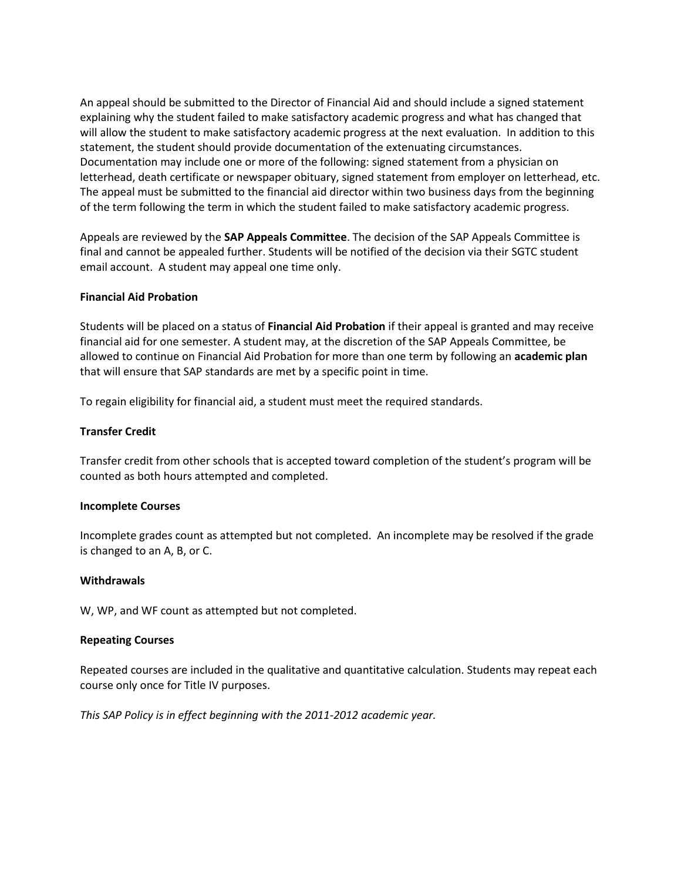An appeal should be submitted to the Director of Financial Aid and should include a signed statement explaining why the student failed to make satisfactory academic progress and what has changed that will allow the student to make satisfactory academic progress at the next evaluation. In addition to this statement, the student should provide documentation of the extenuating circumstances. Documentation may include one or more of the following: signed statement from a physician on letterhead, death certificate or newspaper obituary, signed statement from employer on letterhead, etc. The appeal must be submitted to the financial aid director within two business days from the beginning of the term following the term in which the student failed to make satisfactory academic progress.

Appeals are reviewed by the **SAP Appeals Committee**. The decision of the SAP Appeals Committee is final and cannot be appealed further. Students will be notified of the decision via their SGTC student email account. A student may appeal one time only.

**Financial Aid Probation**

Students will be placed on a status of **Financial Aid Probation** if their appeal is granted and may receive financial aid for one semester. A student may, at the discretion of the SAP Appeals Committee, be allowed to continue on Financial Aid Probation for more than one term by following an **academic plan** that will ensure that SAP standards are met by a specific point in time.

To regain eligibility for financial aid, a student must meet the required standards.

**Transfer Credit**

Transfer credit from other schools that is accepted toward completion of the student's program will be counted as both hours attempted and completed.

**Incomplete Courses**

Incomplete grades count as attempted but not completed. An incomplete may be resolved if the grade is changed to an A, B, or C.

**Withdrawals**

W, WP, and WF count as attempted but not completed.

**Repeating Courses**

Repeated courses are included in the qualitative and quantitative calculation. Students may repeat each course only once for Title IV purposes.

*This SAP Policy is in effect beginning with the 2011-2012 academic year.*